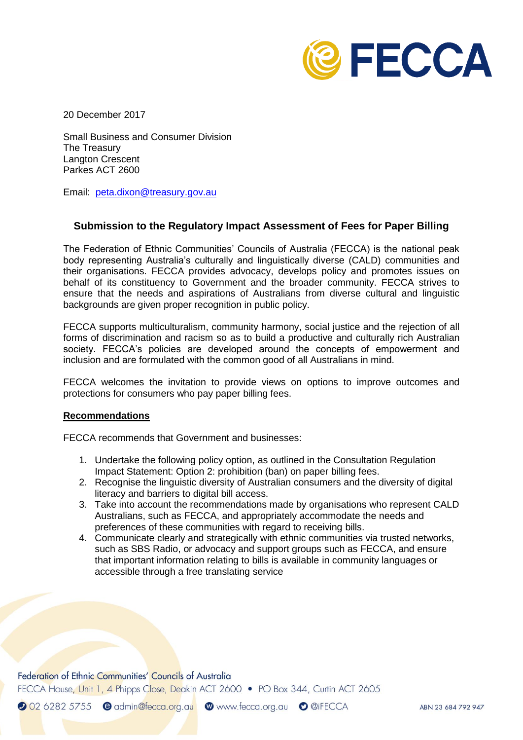20 December 2017

Small Business and Consumer Division
The Treasury
Langton Crescent
Parkes ACT 2600

Email: peta.dixon@treasury.gov.au

### Submission to the Regulatory Impact Assessment of Fees for Paper Billing

The Federation of Ethnic Communities' Councils of Australia (FECCA) is the national peak body representing Australia's culturally and linguistically diverse (CALD) communities and their organisations. FECCA provides advocacy, develops policy and promotes issues on behalf of its constituency to Government and the broader community. FECCA strives to ensure that the needs and aspirations of Australians from diverse cultural and linguistic backgrounds are given proper recognition in public policy.

FECCA supports multiculturalism, community harmony, social justice and the rejection of all forms of discrimination and racism so as to build a productive and culturally rich Australian society. FECCA's policies are developed around the concepts of empowerment and inclusion and are formulated with the common good of all Australians in mind.

FECCA welcomes the invitation to provide views on options to improve outcomes and protections for consumers who pay paper billing fees.

**Recommendations**

FECCA recommends that Government and businesses:

1. Undertake the following policy option, as outlined in the Consultation Regulation Impact Statement: Option 2: prohibition (ban) on paper billing fees.
2. Recognise the linguistic diversity of Australian consumers and the diversity of digital literacy and barriers to digital bill access.
3. Take into account the recommendations made by organisations who represent CALD Australians, such as FECCA, and appropriately accommodate the needs and preferences of these communities with regard to receiving bills.
4. Communicate clearly and strategically with ethnic communities via trusted networks, such as SBS Radio, or advocacy and support groups such as FECCA, and ensure that important information relating to bills is available in community languages or accessible through a free translating service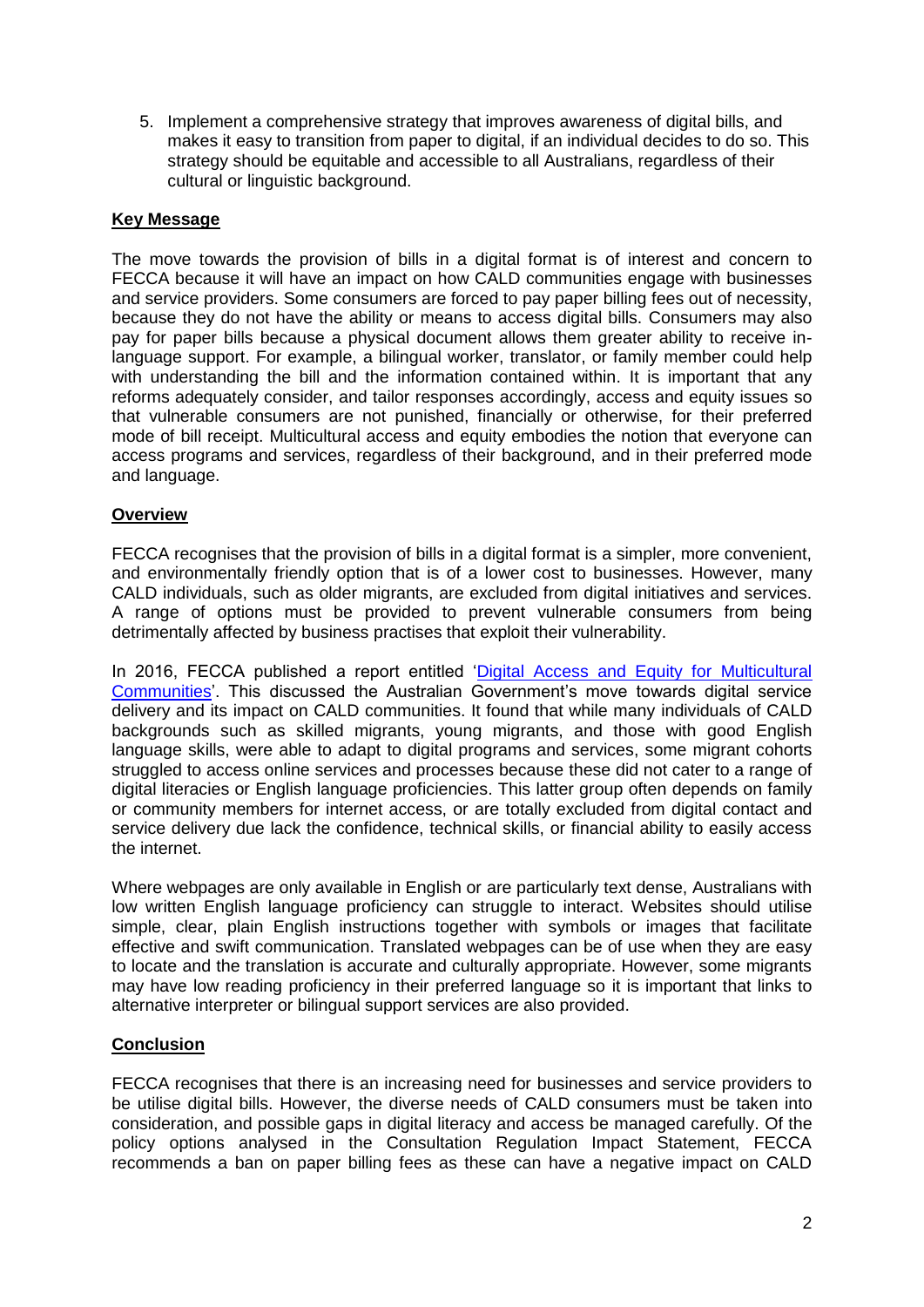5. Implement a comprehensive strategy that improves awareness of digital bills, and makes it easy to transition from paper to digital, if an individual decides to do so. This strategy should be equitable and accessible to all Australians, regardless of their cultural or linguistic background.

## Key Message

The move towards the provision of bills in a digital format is of interest and concern to FECCA because it will have an impact on how CALD communities engage with businesses and service providers. Some consumers are forced to pay paper billing fees out of necessity, because they do not have the ability or means to access digital bills. Consumers may also pay for paper bills because a physical document allows them greater ability to receive in-language support. For example, a bilingual worker, translator, or family member could help with understanding the bill and the information contained within. It is important that any reforms adequately consider, and tailor responses accordingly, access and equity issues so that vulnerable consumers are not punished, financially or otherwise, for their preferred mode of bill receipt. Multicultural access and equity embodies the notion that everyone can access programs and services, regardless of their background, and in their preferred mode and language.

## Overview

FECCA recognises that the provision of bills in a digital format is a simpler, more convenient, and environmentally friendly option that is of a lower cost to businesses. However, many CALD individuals, such as older migrants, are excluded from digital initiatives and services. A range of options must be provided to prevent vulnerable consumers from being detrimentally affected by business practises that exploit their vulnerability.

In 2016, FECCA published a report entitled '[Digital Access and Equity for Multicultural Communities](#)'. This discussed the Australian Government's move towards digital service delivery and its impact on CALD communities. It found that while many individuals of CALD backgrounds such as skilled migrants, young migrants, and those with good English language skills, were able to adapt to digital programs and services, some migrant cohorts struggled to access online services and processes because these did not cater to a range of digital literacies or English language proficiencies. This latter group often depends on family or community members for internet access, or are totally excluded from digital contact and service delivery due lack the confidence, technical skills, or financial ability to easily access the internet.

Where webpages are only available in English or are particularly text dense, Australians with low written English language proficiency can struggle to interact. Websites should utilise simple, clear, plain English instructions together with symbols or images that facilitate effective and swift communication. Translated webpages can be of use when they are easy to locate and the translation is accurate and culturally appropriate. However, some migrants may have low reading proficiency in their preferred language so it is important that links to alternative interpreter or bilingual support services are also provided.

## Conclusion

FECCA recognises that there is an increasing need for businesses and service providers to be utilise digital bills. However, the diverse needs of CALD consumers must be taken into consideration, and possible gaps in digital literacy and access be managed carefully. Of the policy options analysed in the Consultation Regulation Impact Statement, FECCA recommends a ban on paper billing fees as these can have a negative impact on CALD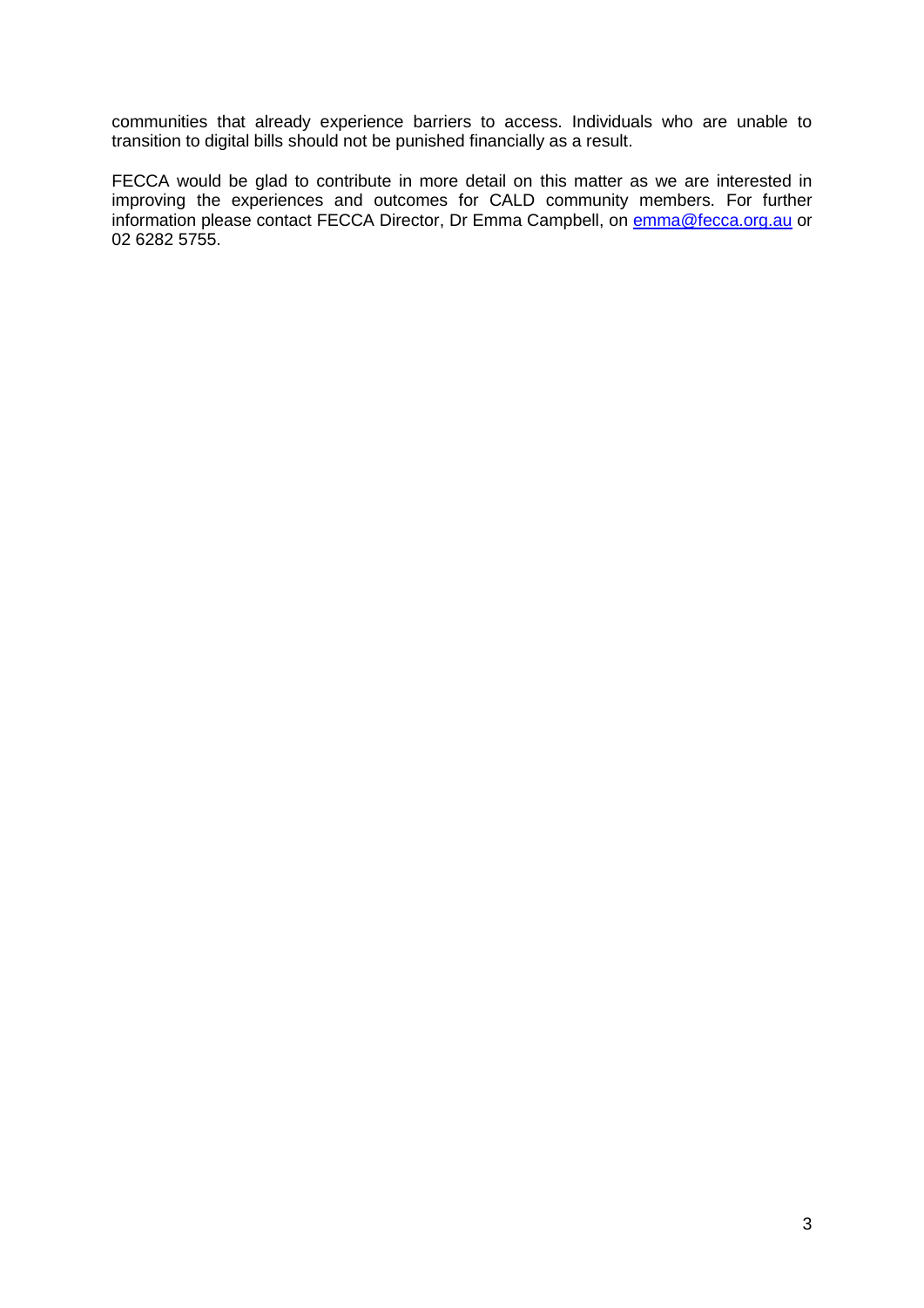communities that already experience barriers to access. Individuals who are unable to transition to digital bills should not be punished financially as a result.

FECCA would be glad to contribute in more detail on this matter as we are interested in improving the experiences and outcomes for CALD community members. For further information please contact FECCA Director, Dr Emma Campbell, on emma@fecca.org.au or 02 6282 5755.